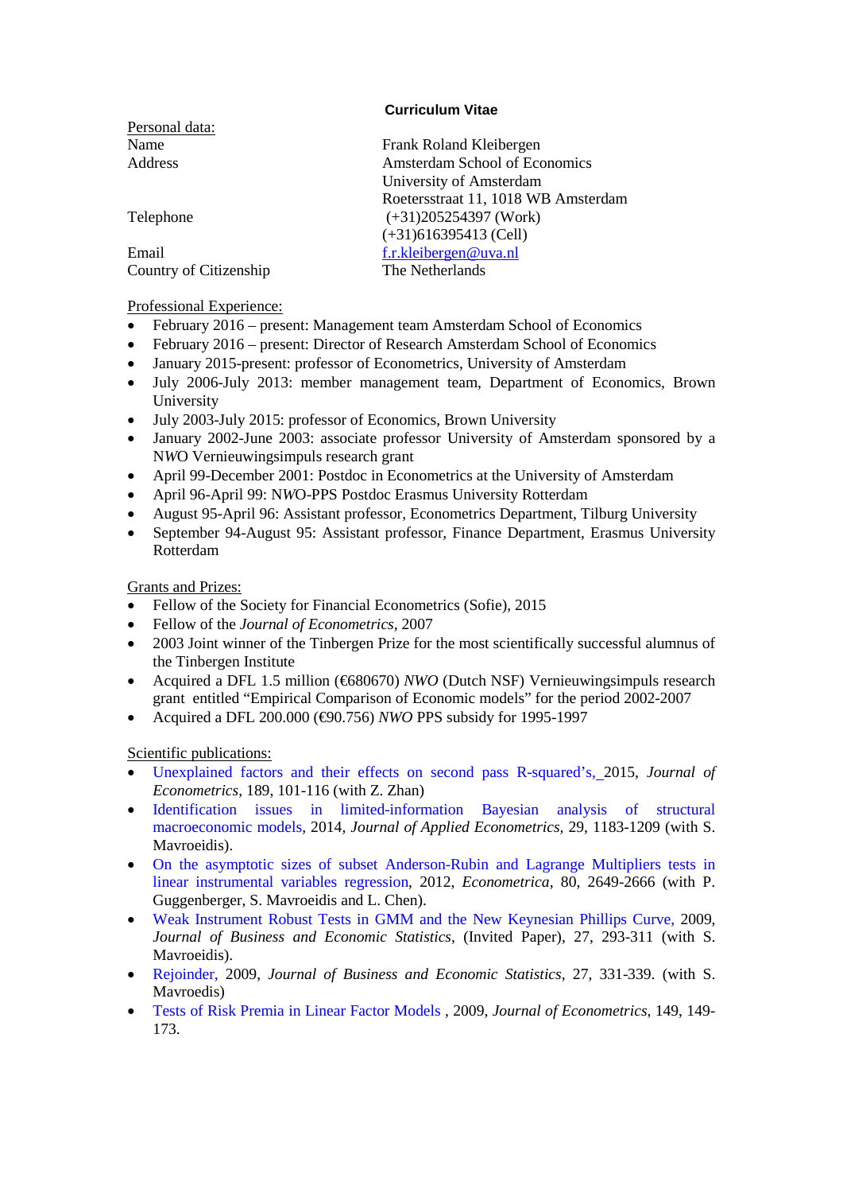**Curriculum Vitae**

Personal data:

| | |
|---|---|
| Name | Frank Roland Kleibergen |
| Address | Amsterdam School of Economics<br>University of Amsterdam<br>Roetersstraat 11, 1018 WB Amsterdam |
| Telephone | (+31)205254397 (Work)<br>(+31)616395413 (Cell) |
| Email | f.r.kleibergen@uva.nl |
| Country of Citizenship | The Netherlands |

Professional Experience:

- February 2016 – present: Management team Amsterdam School of Economics
- February 2016 – present: Director of Research Amsterdam School of Economics
- January 2015-present: professor of Econometrics, University of Amsterdam
- July 2006-July 2013: member management team, Department of Economics, Brown University
- July 2003-July 2015: professor of Economics, Brown University
- January 2002-June 2003: associate professor University of Amsterdam sponsored by a NWO Vernieuwingsimpuls research grant
- April 99-December 2001: Postdoc in Econometrics at the University of Amsterdam
- April 96-April 99: NWO-PPS Postdoc Erasmus University Rotterdam
- August 95-April 96: Assistant professor, Econometrics Department, Tilburg University
- September 94-August 95: Assistant professor, Finance Department, Erasmus University Rotterdam

Grants and Prizes:

- Fellow of the Society for Financial Econometrics (Sofie), 2015
- Fellow of the *Journal of Econometrics*, 2007
- 2003 Joint winner of the Tinbergen Prize for the most scientifically successful alumnus of the Tinbergen Institute
- Acquired a DFL 1.5 million (€680670) *NWO* (Dutch NSF) Vernieuwingsimpuls research grant entitled "Empirical Comparison of Economic models" for the period 2002-2007
- Acquired a DFL 200.000 (€90.756) *NWO* PPS subsidy for 1995-1997

Scientific publications:

- Unexplained factors and their effects on second pass R-squared's, 2015, *Journal of Econometrics*, 189, 101-116 (with Z. Zhan)
- Identification issues in limited-information Bayesian analysis of structural macroeconomic models, 2014, *Journal of Applied Econometrics,* 29, 1183-1209 (with S. Mavroeidis).
- On the asymptotic sizes of subset Anderson-Rubin and Lagrange Multipliers tests in linear instrumental variables regression, 2012, *Econometrica,* 80, 2649-2666 (with P. Guggenberger, S. Mavroeidis and L. Chen).
- Weak Instrument Robust Tests in GMM and the New Keynesian Phillips Curve, 2009, *Journal of Business and Economic Statistics*, (Invited Paper), 27, 293-311 (with S. Mavroeidis).
- Rejoinder, 2009, *Journal of Business and Economic Statistics*, 27, 331-339. (with S. Mavroedis)
- Tests of Risk Premia in Linear Factor Models , 2009, *Journal of Econometrics*, 149, 149-173.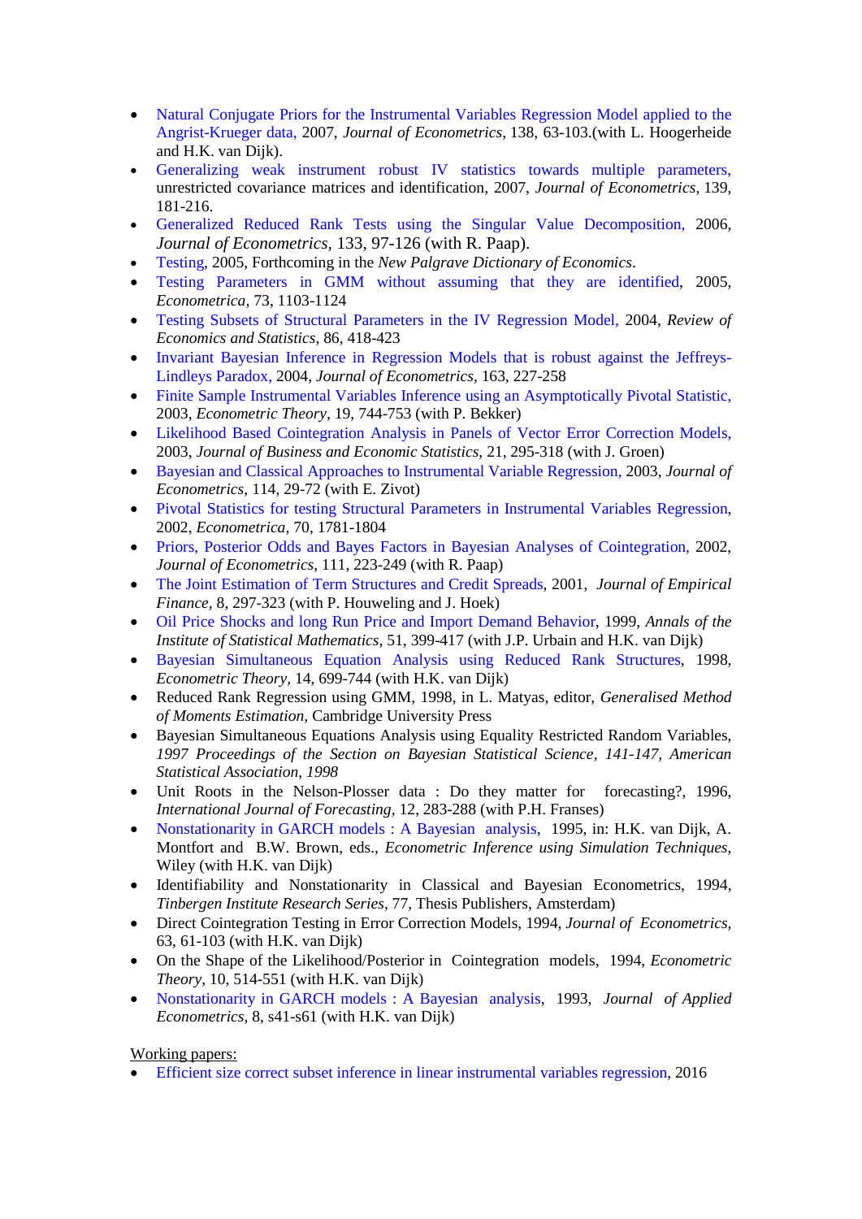- Natural Conjugate Priors for the Instrumental Variables Regression Model applied to the Angrist-Krueger data, 2007, *Journal of Econometrics*, 138, 63-103.(with L. Hoogerheide and H.K. van Dijk).
- Generalizing weak instrument robust IV statistics towards multiple parameters, unrestricted covariance matrices and identification, 2007, *Journal of Econometrics*, 139, 181-216.
- Generalized Reduced Rank Tests using the Singular Value Decomposition, 2006, *Journal of Econometrics*, 133, 97-126 (with R. Paap).
- Testing, 2005, Forthcoming in the *New Palgrave Dictionary of Economics*.
- Testing Parameters in GMM without assuming that they are identified, 2005, *Econometrica,* 73, 1103-1124
- Testing Subsets of Structural Parameters in the IV Regression Model, 2004, *Review of Economics and Statistics*, 86, 418-423
- Invariant Bayesian Inference in Regression Models that is robust against the Jeffreys-Lindleys Paradox, 2004, *Journal of Econometrics*, 163, 227-258
- Finite Sample Instrumental Variables Inference using an Asymptotically Pivotal Statistic, 2003, *Econometric Theory*, 19, 744-753 (with P. Bekker)
- Likelihood Based Cointegration Analysis in Panels of Vector Error Correction Models, 2003, *Journal of Business and Economic Statistics*, 21, 295-318 (with J. Groen)
- Bayesian and Classical Approaches to Instrumental Variable Regression, 2003, *Journal of Econometrics*, 114, 29-72 (with E. Zivot)
- Pivotal Statistics for testing Structural Parameters in Instrumental Variables Regression, 2002, *Econometrica*, 70, 1781-1804
- Priors, Posterior Odds and Bayes Factors in Bayesian Analyses of Cointegration, 2002, *Journal of Econometrics*, 111, 223-249 (with R. Paap)
- The Joint Estimation of Term Structures and Credit Spreads, 2001, *Journal of Empirical Finance,* 8, 297-323 (with P. Houweling and J. Hoek)
- Oil Price Shocks and long Run Price and Import Demand Behavior, 1999, *Annals of the Institute of Statistical Mathematics,* 51, 399-417 (with J.P. Urbain and H.K. van Dijk)
- Bayesian Simultaneous Equation Analysis using Reduced Rank Structures, 1998, *Econometric Theory*, 14, 699-744 (with H.K. van Dijk)
- Reduced Rank Regression using GMM, 1998, in L. Matyas, editor, *Generalised Method of Moments Estimation,* Cambridge University Press
- Bayesian Simultaneous Equations Analysis using Equality Restricted Random Variables, *1997 Proceedings of the Section on Bayesian Statistical Science, 141-147, American Statistical Association, 1998*
- Unit Roots in the Nelson-Plosser data : Do they matter for forecasting?, 1996, *International Journal of Forecasting,* 12, 283-288 (with P.H. Franses)
- Nonstationarity in GARCH models : A Bayesian analysis, 1995, in: H.K. van Dijk, A. Montfort and B.W. Brown, eds., *Econometric Inference using Simulation Techniques*, Wiley (with H.K. van Dijk)
- Identifiability and Nonstationarity in Classical and Bayesian Econometrics, 1994, *Tinbergen Institute Research Series,* 77, Thesis Publishers, Amsterdam)
- Direct Cointegration Testing in Error Correction Models, 1994, *Journal of Econometrics,* 63, 61-103 (with H.K. van Dijk)
- On the Shape of the Likelihood/Posterior in Cointegration models, 1994, *Econometric Theory*, 10, 514-551 (with H.K. van Dijk)
- Nonstationarity in GARCH models : A Bayesian analysis, 1993, *Journal of Applied Econometrics*, 8, s41-s61 (with H.K. van Dijk)

Working papers:

- Efficient size correct subset inference in linear instrumental variables regression, 2016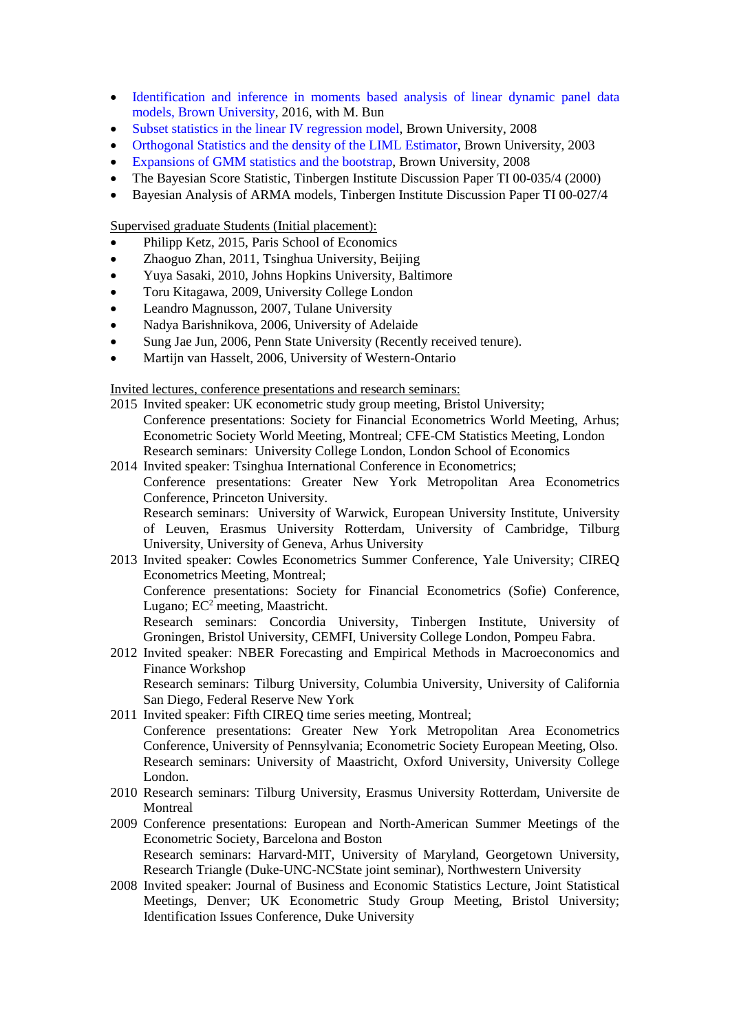- Identification and inference in moments based analysis of linear dynamic panel data models, Brown University, 2016, with M. Bun
- Subset statistics in the linear IV regression model, Brown University, 2008
- Orthogonal Statistics and the density of the LIML Estimator, Brown University, 2003
- Expansions of GMM statistics and the bootstrap, Brown University, 2008
- The Bayesian Score Statistic, Tinbergen Institute Discussion Paper TI 00-035/4 (2000)
- Bayesian Analysis of ARMA models, Tinbergen Institute Discussion Paper TI 00-027/4

Supervised graduate Students (Initial placement):

- Philipp Ketz, 2015, Paris School of Economics
- Zhaoguo Zhan, 2011, Tsinghua University, Beijing
- Yuya Sasaki, 2010, Johns Hopkins University, Baltimore
- Toru Kitagawa, 2009, University College London
- Leandro Magnusson, 2007, Tulane University
- Nadya Barishnikova, 2006, University of Adelaide
- Sung Jae Jun, 2006, Penn State University (Recently received tenure).
- Martijn van Hasselt, 2006, University of Western-Ontario

Invited lectures, conference presentations and research seminars:

2015 Invited speaker: UK econometric study group meeting, Bristol University;
Conference presentations: Society for Financial Econometrics World Meeting, Arhus; Econometric Society World Meeting, Montreal; CFE-CM Statistics Meeting, London
Research seminars: University College London, London School of Economics

2014 Invited speaker: Tsinghua International Conference in Econometrics;
Conference presentations: Greater New York Metropolitan Area Econometrics Conference, Princeton University.
Research seminars: University of Warwick, European University Institute, University of Leuven, Erasmus University Rotterdam, University of Cambridge, Tilburg University, University of Geneva, Arhus University

2013 Invited speaker: Cowles Econometrics Summer Conference, Yale University; CIREQ Econometrics Meeting, Montreal;
Conference presentations: Society for Financial Econometrics (Sofie) Conference, Lugano; $EC^2$ meeting, Maastricht.
Research seminars: Concordia University, Tinbergen Institute, University of Groningen, Bristol University, CEMFI, University College London, Pompeu Fabra.

2012 Invited speaker: NBER Forecasting and Empirical Methods in Macroeconomics and Finance Workshop
Research seminars: Tilburg University, Columbia University, University of California San Diego, Federal Reserve New York

2011 Invited speaker: Fifth CIREQ time series meeting, Montreal;
Conference presentations: Greater New York Metropolitan Area Econometrics Conference, University of Pennsylvania; Econometric Society European Meeting, Olso.
Research seminars: University of Maastricht, Oxford University, University College London.

2010 Research seminars: Tilburg University, Erasmus University Rotterdam, Universite de Montreal

2009 Conference presentations: European and North-American Summer Meetings of the Econometric Society, Barcelona and Boston
Research seminars: Harvard-MIT, University of Maryland, Georgetown University, Research Triangle (Duke-UNC-NCState joint seminar), Northwestern University

2008 Invited speaker: Journal of Business and Economic Statistics Lecture, Joint Statistical Meetings, Denver; UK Econometric Study Group Meeting, Bristol University; Identification Issues Conference, Duke University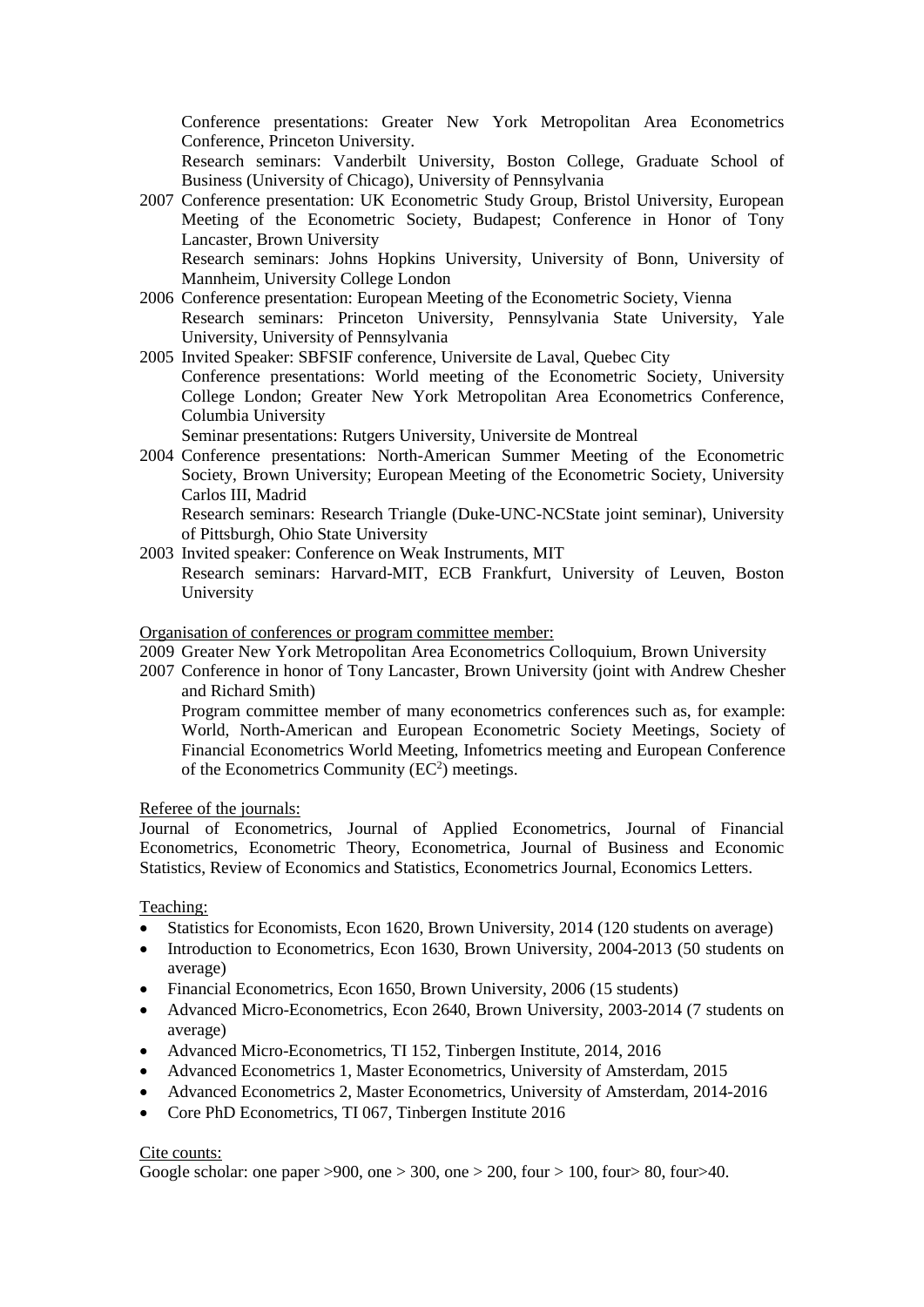Conference presentations: Greater New York Metropolitan Area Econometrics Conference, Princeton University.
Research seminars: Vanderbilt University, Boston College, Graduate School of Business (University of Chicago), University of Pennsylvania

2007 Conference presentation: UK Econometric Study Group, Bristol University, European Meeting of the Econometric Society, Budapest; Conference in Honor of Tony Lancaster, Brown University
Research seminars: Johns Hopkins University, University of Bonn, University of Mannheim, University College London

2006 Conference presentation: European Meeting of the Econometric Society, Vienna
Research seminars: Princeton University, Pennsylvania State University, Yale University, University of Pennsylvania

2005 Invited Speaker: SBFSIF conference, Universite de Laval, Quebec City
Conference presentations: World meeting of the Econometric Society, University College London; Greater New York Metropolitan Area Econometrics Conference, Columbia University
Seminar presentations: Rutgers University, Universite de Montreal

2004 Conference presentations: North-American Summer Meeting of the Econometric Society, Brown University; European Meeting of the Econometric Society, University Carlos III, Madrid
Research seminars: Research Triangle (Duke-UNC-NCState joint seminar), University of Pittsburgh, Ohio State University

2003 Invited speaker: Conference on Weak Instruments, MIT
Research seminars: Harvard-MIT, ECB Frankfurt, University of Leuven, Boston University

Organisation of conferences or program committee member:

2009 Greater New York Metropolitan Area Econometrics Colloquium, Brown University

2007 Conference in honor of Tony Lancaster, Brown University (joint with Andrew Chesher and Richard Smith)
Program committee member of many econometrics conferences such as, for example: World, North-American and European Econometric Society Meetings, Society of Financial Econometrics World Meeting, Infometrics meeting and European Conference of the Econometrics Community ($EC^2$) meetings.

Referee of the journals:

Journal of Econometrics, Journal of Applied Econometrics, Journal of Financial Econometrics, Econometric Theory, Econometrica, Journal of Business and Economic Statistics, Review of Economics and Statistics, Econometrics Journal, Economics Letters.

Teaching:

- Statistics for Economists, Econ 1620, Brown University, 2014 (120 students on average)
- Introduction to Econometrics, Econ 1630, Brown University, 2004-2013 (50 students on average)
- Financial Econometrics, Econ 1650, Brown University, 2006 (15 students)
- Advanced Micro-Econometrics, Econ 2640, Brown University, 2003-2014 (7 students on average)
- Advanced Micro-Econometrics, TI 152, Tinbergen Institute, 2014, 2016
- Advanced Econometrics 1, Master Econometrics, University of Amsterdam, 2015
- Advanced Econometrics 2, Master Econometrics, University of Amsterdam, 2014-2016
- Core PhD Econometrics, TI 067, Tinbergen Institute 2016

Cite counts:

Google scholar: one paper >900, one > 300, one > 200, four > 100, four> 80, four>40.